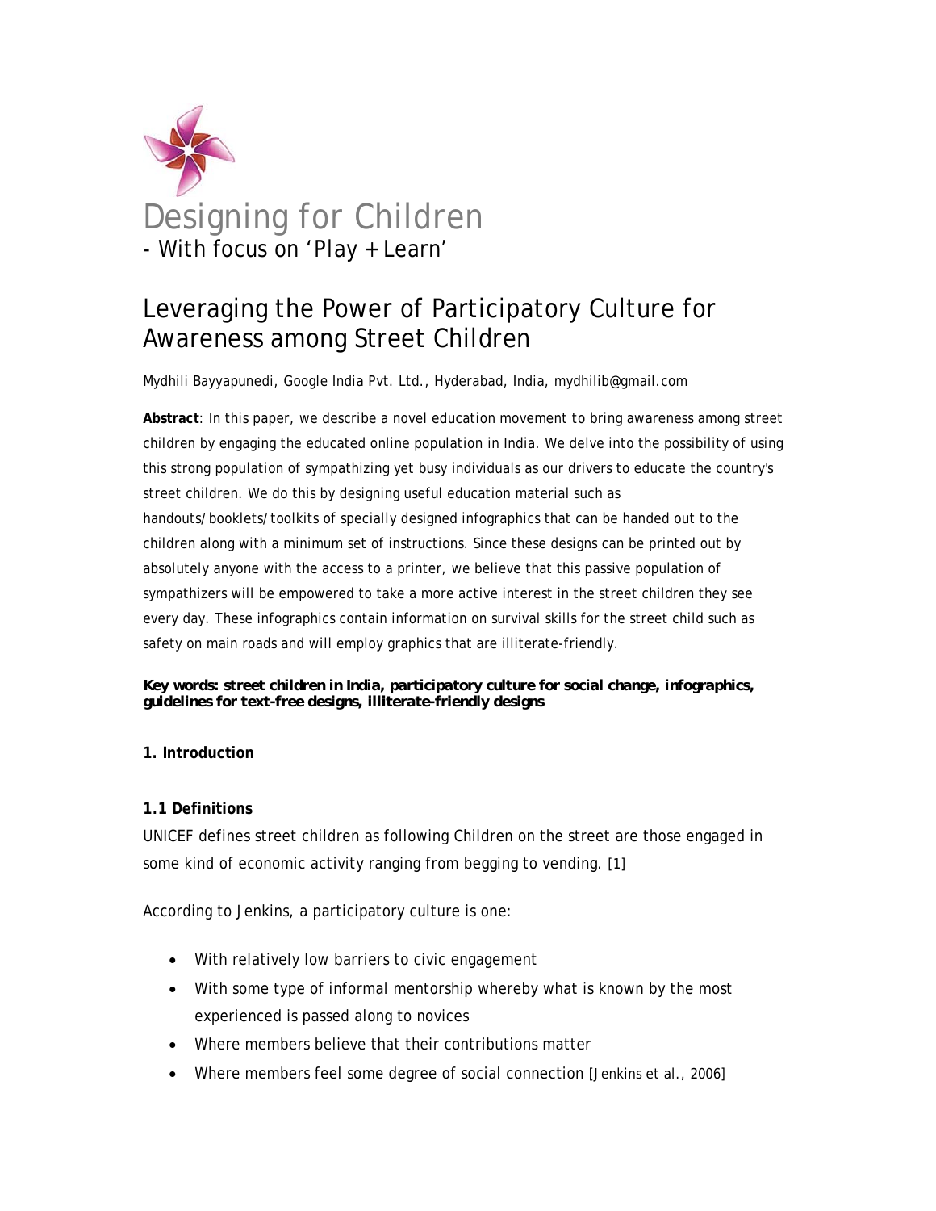# Designing for Children

- With focus on 'Play + Learn'

## Leveraging the Power of Participatory Culture for Awareness among Street Children

Mydhili Bayyapunedi, Google India Pvt. Ltd., Hyderabad, India, mydhilib@gmail.com

**Abstract**: In this paper, we describe a novel education movement to bring awareness among street children by engaging the educated online population in India. We delve into the possibility of using this strong population of sympathizing yet busy individuals as our drivers to educate the country's street children. We do this by designing useful education material such as handouts/booklets/toolkits of specially designed infographics that can be handed out to the children along with a minimum set of instructions. Since these designs can be printed out by absolutely anyone with the access to a printer, we believe that this passive population of sympathizers will be empowered to take a more active interest in the street children they see every day. These infographics contain information on survival skills for the street child such as safety on main roads and will employ graphics that are illiterate-friendly.

**Key words: street children in India, participatory culture for social change, infographics, guidelines for text-free designs, illiterate-friendly designs**

### 1. Introduction

#### 1.1 Definitions

UNICEF defines street children as following Children on the street are those engaged in some kind of economic activity ranging from begging to vending. [1]

According to Jenkins, a participatory culture is one:

- With relatively low barriers to civic engagement
- With some type of informal mentorship whereby what is known by the most experienced is passed along to novices
- Where members believe that their contributions matter
- Where members feel some degree of social connection [Jenkins et al., 2006]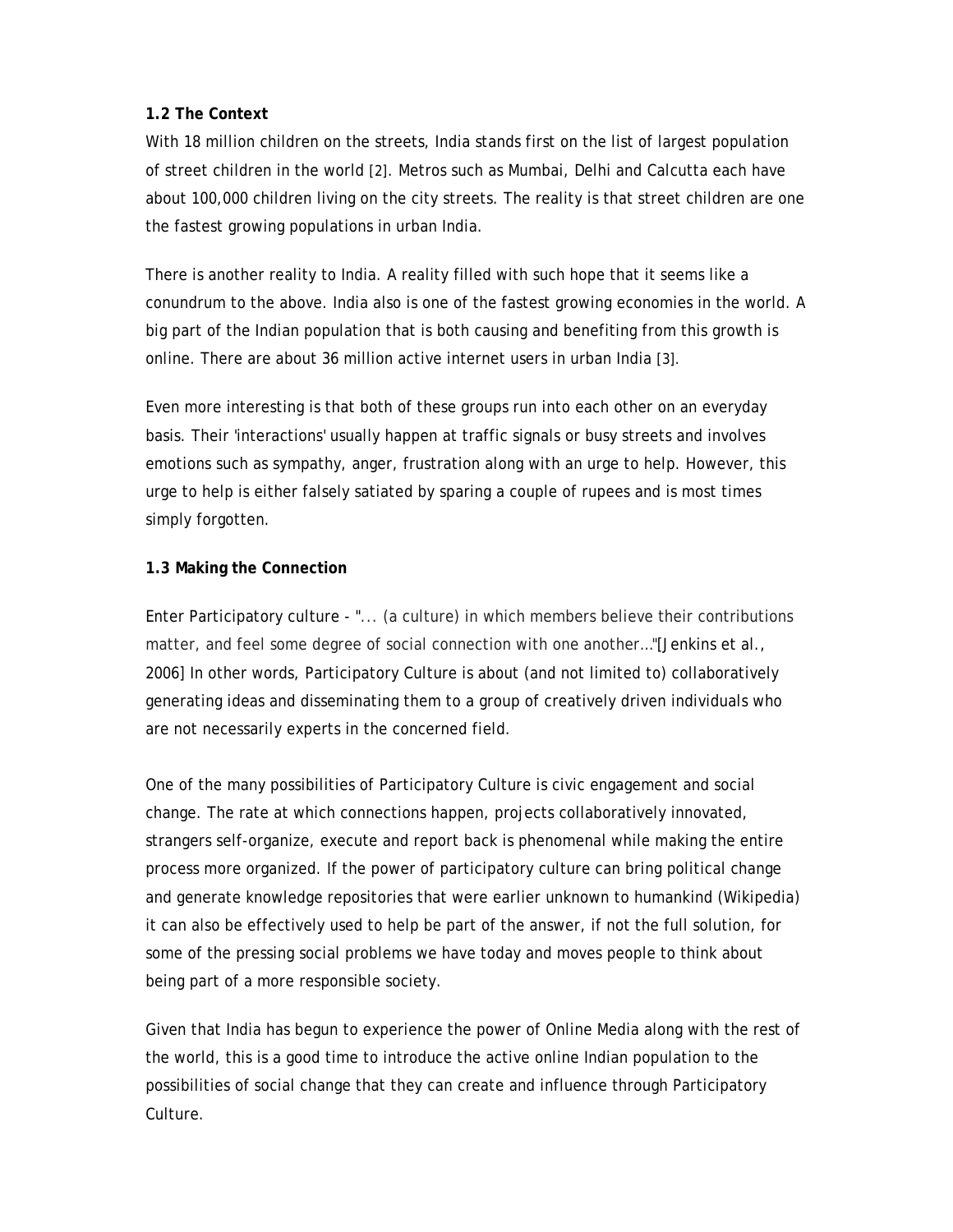**1.2 The Context**

With 18 million children on the streets, India stands first on the list of largest population of street children in the world [2]. Metros such as Mumbai, Delhi and Calcutta each have about 100,000 children living on the city streets. The reality is that street children are one the fastest growing populations in urban India.

There is another reality to India. A reality filled with such hope that it seems like a conundrum to the above. India also is one of the fastest growing economies in the world. A big part of the Indian population that is both causing and benefiting from this growth is online. There are about 36 million active internet users in urban India [3].

Even more interesting is that both of these groups run into each other on an everyday basis. Their 'interactions' usually happen at traffic signals or busy streets and involves emotions such as sympathy, anger, frustration along with an urge to help. However, this urge to help is either falsely satiated by sparing a couple of rupees and is most times simply forgotten.

**1.3 Making the Connection**

Enter Participatory culture - "... (a culture) in which members believe their contributions matter, and feel some degree of social connection with one another…"[Jenkins et al., 2006] In other words, Participatory Culture is about (and not limited to) collaboratively generating ideas and disseminating them to a group of creatively driven individuals who are not necessarily experts in the concerned field.

One of the many possibilities of Participatory Culture is civic engagement and social change. The rate at which connections happen, projects collaboratively innovated, strangers self-organize, execute and report back is phenomenal while making the entire process more organized. If the power of participatory culture can bring political change and generate knowledge repositories that were earlier unknown to humankind (Wikipedia) it can also be effectively used to help be part of the answer, if not the full solution, for some of the pressing social problems we have today and moves people to think about being part of a more responsible society.

Given that India has begun to experience the power of Online Media along with the rest of the world, this is a good time to introduce the active online Indian population to the possibilities of social change that they can create and influence through Participatory Culture.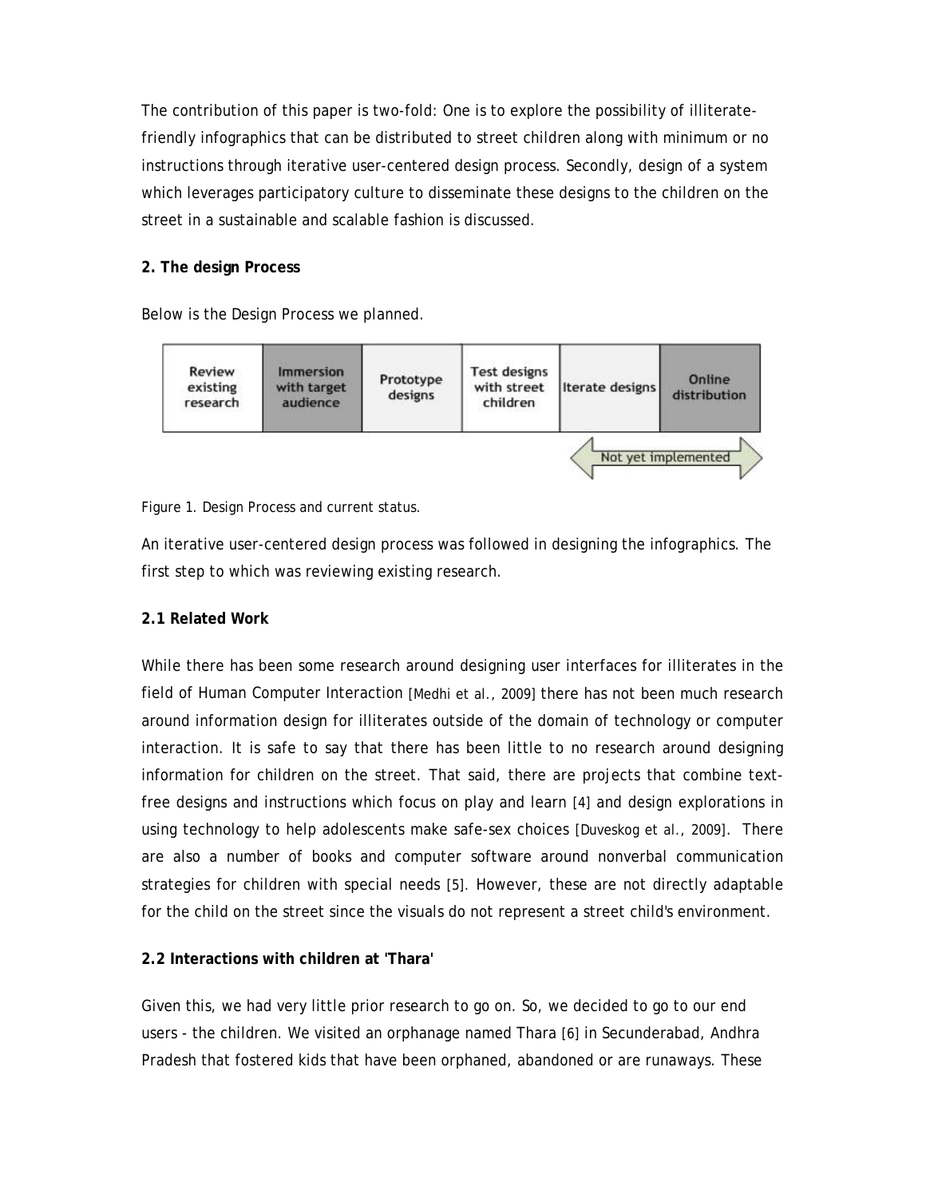The contribution of this paper is two-fold: One is to explore the possibility of illiterate-friendly infographics that can be distributed to street children along with minimum or no instructions through iterative user-centered design process. Secondly, design of a system which leverages participatory culture to disseminate these designs to the children on the street in a sustainable and scalable fashion is discussed.

**2. The design Process**

Below is the Design Process we planned.

Review existing research

Immersion with target audience

Prototype designs

Test designs with street children

Iterate designs

Online distribution

Not yet implemented

Figure 1. Design Process and current status.

An iterative user-centered design process was followed in designing the infographics. The first step to which was reviewing existing research.

**2.1 Related Work**

While there has been some research around designing user interfaces for illiterates in the field of Human Computer Interaction [Medhi et al., 2009] there has not been much research around information design for illiterates outside of the domain of technology or computer interaction. It is safe to say that there has been little to no research around designing information for children on the street. That said, there are projects that combine text-free designs and instructions which focus on play and learn [4] and design explorations in using technology to help adolescents make safe-sex choices [Duveskog et al., 2009]. There are also a number of books and computer software around nonverbal communication strategies for children with special needs [5]. However, these are not directly adaptable for the child on the street since the visuals do not represent a street child's environment.

**2.2 Interactions with children at 'Thara'**

Given this, we had very little prior research to go on. So, we decided to go to our end users - the children. We visited an orphanage named Thara [6] in Secunderabad, Andhra Pradesh that fostered kids that have been orphaned, abandoned or are runaways. These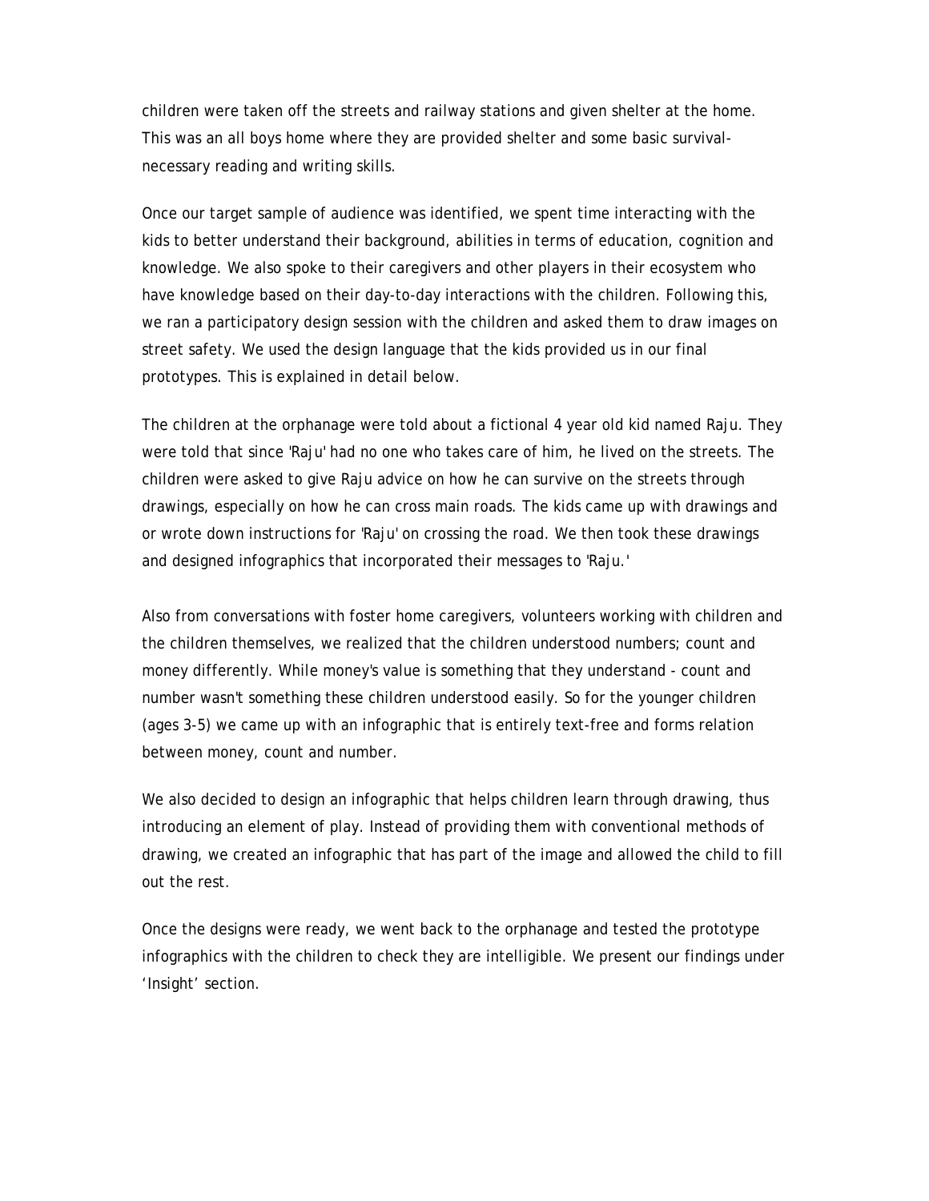children were taken off the streets and railway stations and given shelter at the home. This was an all boys home where they are provided shelter and some basic survival-necessary reading and writing skills.

Once our target sample of audience was identified, we spent time interacting with the kids to better understand their background, abilities in terms of education, cognition and knowledge. We also spoke to their caregivers and other players in their ecosystem who have knowledge based on their day-to-day interactions with the children. Following this, we ran a participatory design session with the children and asked them to draw images on street safety. We used the design language that the kids provided us in our final prototypes. This is explained in detail below.

The children at the orphanage were told about a fictional 4 year old kid named Raju. They were told that since 'Raju' had no one who takes care of him, he lived on the streets. The children were asked to give Raju advice on how he can survive on the streets through drawings, especially on how he can cross main roads. The kids came up with drawings and or wrote down instructions for 'Raju' on crossing the road. We then took these drawings and designed infographics that incorporated their messages to 'Raju.'

Also from conversations with foster home caregivers, volunteers working with children and the children themselves, we realized that the children understood numbers; count and money differently. While money's value is something that they understand - count and number wasn't something these children understood easily. So for the younger children (ages 3-5) we came up with an infographic that is entirely text-free and forms relation between money, count and number.

We also decided to design an infographic that helps children learn through drawing, thus introducing an element of play. Instead of providing them with conventional methods of drawing, we created an infographic that has part of the image and allowed the child to fill out the rest.

Once the designs were ready, we went back to the orphanage and tested the prototype infographics with the children to check they are intelligible. We present our findings under 'Insight' section.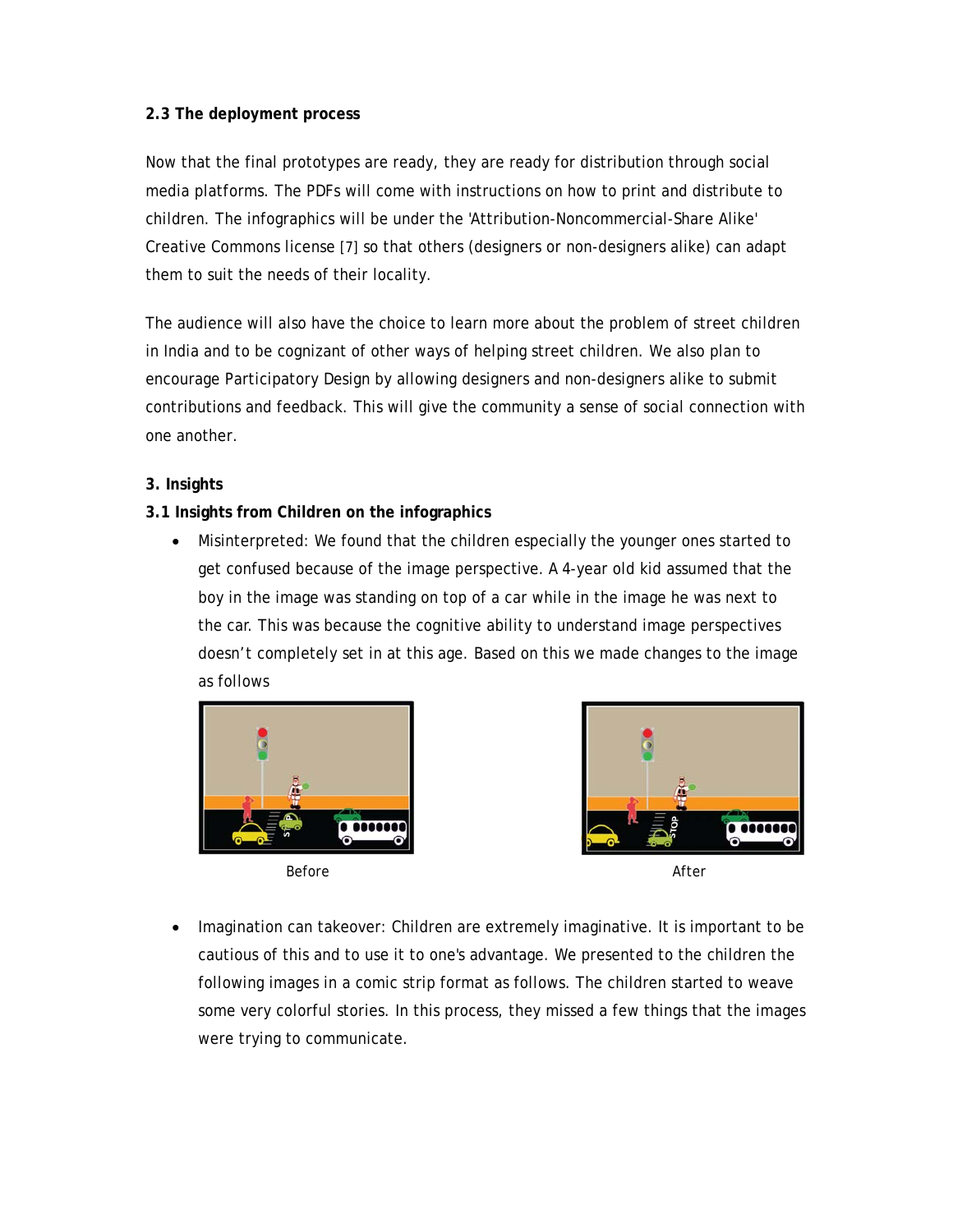**2.3 The deployment process**

Now that the final prototypes are ready, they are ready for distribution through social media platforms. The PDFs will come with instructions on how to print and distribute to children. The infographics will be under the 'Attribution-Noncommercial-Share Alike' Creative Commons license [7] so that others (designers or non-designers alike) can adapt them to suit the needs of their locality.

The audience will also have the choice to learn more about the problem of street children in India and to be cognizant of other ways of helping street children. We also plan to encourage Participatory Design by allowing designers and non-designers alike to submit contributions and feedback. This will give the community a sense of social connection with one another.

**3. Insights**

**3.1 Insights from Children on the infographics**

- Misinterpreted: We found that the children especially the younger ones started to get confused because of the image perspective. A 4-year old kid assumed that the boy in the image was standing on top of a car while in the image he was next to the car. This was because the cognitive ability to understand image perspectives doesn't completely set in at this age. Based on this we made changes to the image as follows

Before

After

- Imagination can takeover: Children are extremely imaginative. It is important to be cautious of this and to use it to one's advantage. We presented to the children the following images in a comic strip format as follows. The children started to weave some very colorful stories. In this process, they missed a few things that the images were trying to communicate.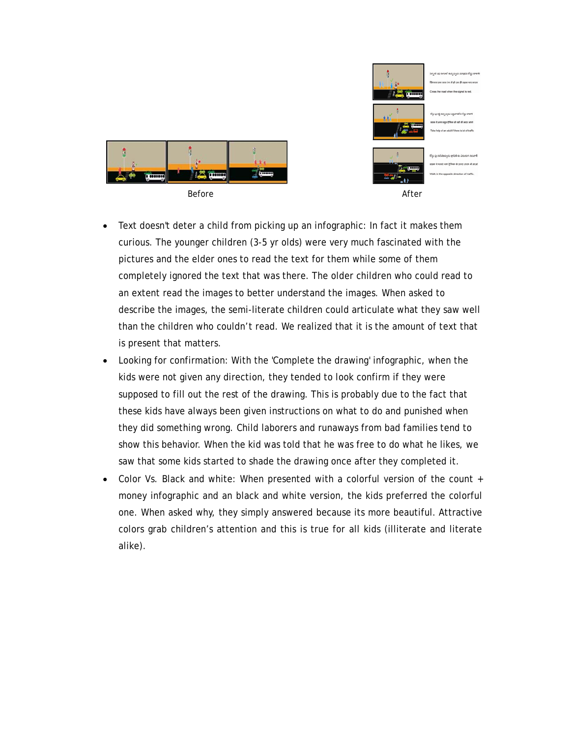Before

After

- Text doesn't deter a child from picking up an infographic: In fact it makes them curious. The younger children (3-5 yr olds) were very much fascinated with the pictures and the elder ones to read the text for them while some of them completely ignored the text that was there. The older children who could read to an extent read the images to better understand the images. When asked to describe the images, the semi-literate children could articulate what they saw well than the children who couldn't read. We realized that it is the amount of text that is present that matters.
- Looking for confirmation: With the 'Complete the drawing' infographic, when the kids were not given any direction, they tended to look confirm if they were supposed to fill out the rest of the drawing. This is probably due to the fact that these kids have always been given instructions on what to do and punished when they did something wrong. Child laborers and runaways from bad families tend to show this behavior. When the kid was told that he was free to do what he likes, we saw that some kids started to shade the drawing once after they completed it.
- Color Vs. Black and white: When presented with a colorful version of the count + money infographic and an black and white version, the kids preferred the colorful one. When asked why, they simply answered because its more beautiful. Attractive colors grab children's attention and this is true for all kids (illiterate and literate alike).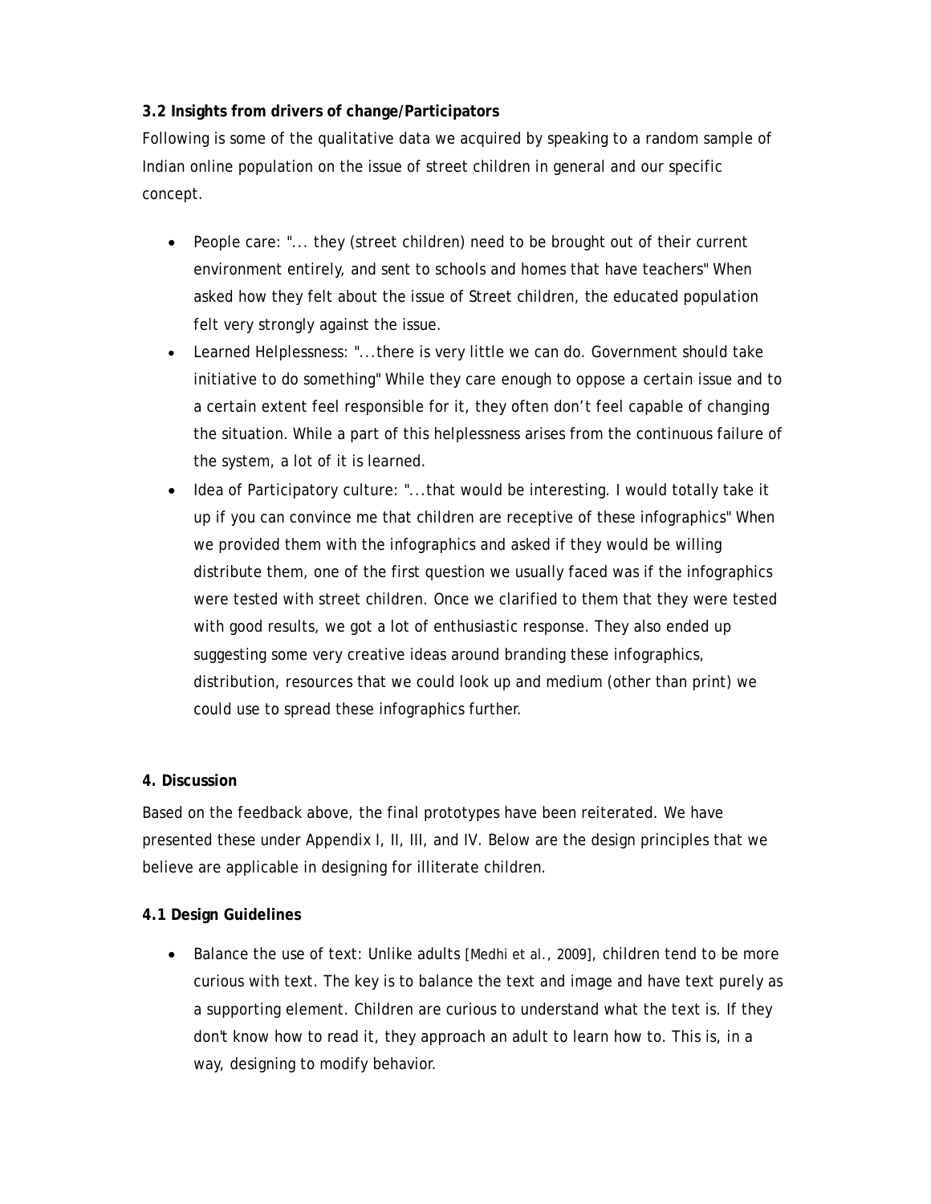**3.2 Insights from drivers of change/Participators**

Following is some of the qualitative data we acquired by speaking to a random sample of Indian online population on the issue of street children in general and our specific concept.

- People care: "... they (street children) need to be brought out of their current environment entirely, and sent to schools and homes that have teachers" When asked how they felt about the issue of Street children, the educated population felt very strongly against the issue.
- Learned Helplessness: "...there is very little we can do. Government should take initiative to do something" While they care enough to oppose a certain issue and to a certain extent feel responsible for it, they often don't feel capable of changing the situation. While a part of this helplessness arises from the continuous failure of the system, a lot of it is learned.
- Idea of Participatory culture: "...that would be interesting. I would totally take it up if you can convince me that children are receptive of these infographics" When we provided them with the infographics and asked if they would be willing distribute them, one of the first question we usually faced was if the infographics were tested with street children. Once we clarified to them that they were tested with good results, we got a lot of enthusiastic response. They also ended up suggesting some very creative ideas around branding these infographics, distribution, resources that we could look up and medium (other than print) we could use to spread these infographics further.

**4. Discussion**

Based on the feedback above, the final prototypes have been reiterated. We have presented these under Appendix I, II, III, and IV. Below are the design principles that we believe are applicable in designing for illiterate children.

**4.1 Design Guidelines**

- Balance the use of text: Unlike adults [Medhi et al., 2009], children tend to be more curious with text. The key is to balance the text and image and have text purely as a supporting element. Children are curious to understand what the text is. If they don't know how to read it, they approach an adult to learn how to. This is, in a way, designing to modify behavior.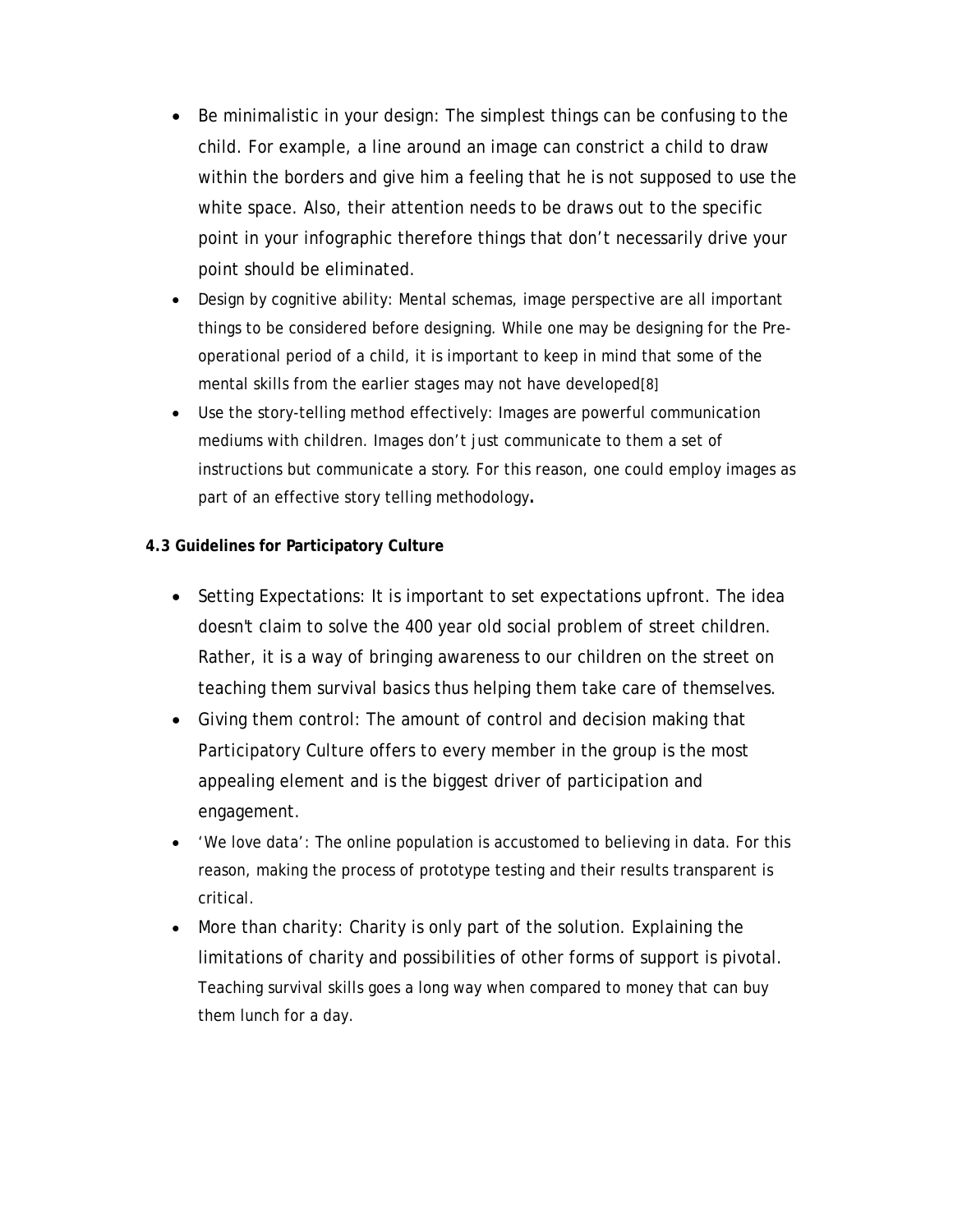- Be minimalistic in your design: The simplest things can be confusing to the child. For example, a line around an image can constrict a child to draw within the borders and give him a feeling that he is not supposed to use the white space. Also, their attention needs to be draws out to the specific point in your infographic therefore things that don't necessarily drive your point should be eliminated.
- Design by cognitive ability: Mental schemas, image perspective are all important things to be considered before designing. While one may be designing for the Pre-operational period of a child, it is important to keep in mind that some of the mental skills from the earlier stages may not have developed[8]
- Use the story-telling method effectively: Images are powerful communication mediums with children. Images don't just communicate to them a set of instructions but communicate a story. For this reason, one could employ images as part of an effective story telling methodology**.**

**4.3 Guidelines for Participatory Culture**

- Setting Expectations: It is important to set expectations upfront. The idea doesn't claim to solve the 400 year old social problem of street children. Rather, it is a way of bringing awareness to our children on the street on teaching them survival basics thus helping them take care of themselves.
- Giving them control: The amount of control and decision making that Participatory Culture offers to every member in the group is the most appealing element and is the biggest driver of participation and engagement.
- 'We love data': The online population is accustomed to believing in data. For this reason, making the process of prototype testing and their results transparent is critical.
- More than charity: Charity is only part of the solution. Explaining the limitations of charity and possibilities of other forms of support is pivotal. Teaching survival skills goes a long way when compared to money that can buy them lunch for a day.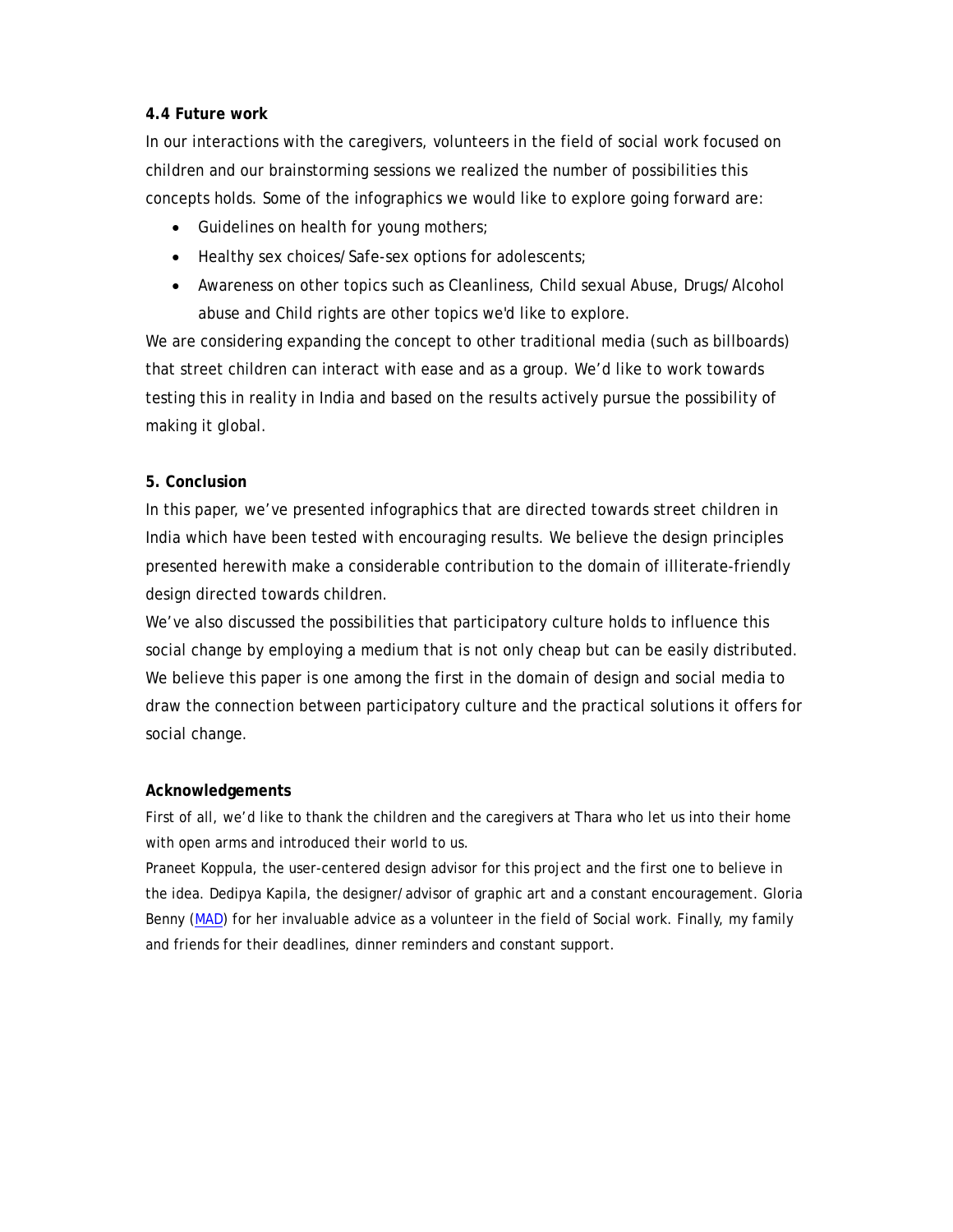### 4.4 Future work

In our interactions with the caregivers, volunteers in the field of social work focused on children and our brainstorming sessions we realized the number of possibilities this concepts holds. Some of the infographics we would like to explore going forward are:

- Guidelines on health for young mothers;
- Healthy sex choices/Safe-sex options for adolescents;
- Awareness on other topics such as Cleanliness, Child sexual Abuse, Drugs/Alcohol abuse and Child rights are other topics we'd like to explore.

We are considering expanding the concept to other traditional media (such as billboards) that street children can interact with ease and as a group. We'd like to work towards testing this in reality in India and based on the results actively pursue the possibility of making it global.

## 5. Conclusion

In this paper, we've presented infographics that are directed towards street children in India which have been tested with encouraging results. We believe the design principles presented herewith make a considerable contribution to the domain of illiterate-friendly design directed towards children.

We've also discussed the possibilities that participatory culture holds to influence this social change by employing a medium that is not only cheap but can be easily distributed. We believe this paper is one among the first in the domain of design and social media to draw the connection between participatory culture and the practical solutions it offers for social change.

## Acknowledgements

First of all, we'd like to thank the children and the caregivers at Thara who let us into their home with open arms and introduced their world to us.

Praneet Koppula, the user-centered design advisor for this project and the first one to believe in the idea. Dedipya Kapila, the designer/advisor of graphic art and a constant encouragement. Gloria Benny (MAD) for her invaluable advice as a volunteer in the field of Social work. Finally, my family and friends for their deadlines, dinner reminders and constant support.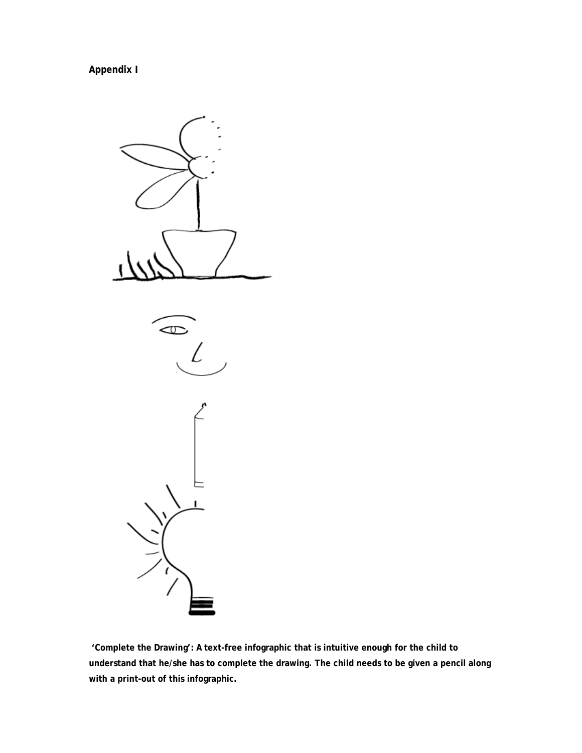**Appendix I**

**'Complete the Drawing': A text-free infographic that is intuitive enough for the child to understand that he/she has to complete the drawing. The child needs to be given a pencil along with a print-out of this infographic.**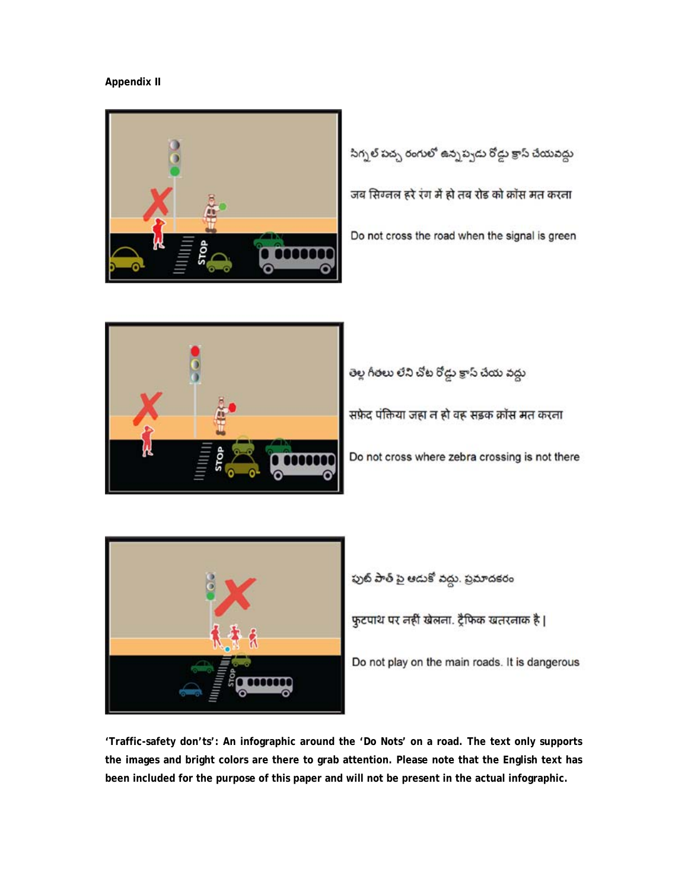**Appendix II**

సిగ్నల్ పచ్చ రంగులో ఉన్నప్పుడు రోడ్డు క్రాస్ చేయవద్దు

जब सिग्नल हरे रंग में हो तब रोड को क्रॉस मत करना

Do not cross the road when the signal is green

తెల్ల గీతలు లేని చోట రోడ్డు క్రాస్ చేయ వద్దు

सफ़ेद पंक्तिया जहा न हो वह सड़क क्रॉस मत करना

Do not cross where zebra crossing is not there

ఫుట్ పాత్ పై ఆడుకో వద్దు. ప్రమాదకరం

फुटपाथ पर नहीं खेलना. ट्रैफिक खतरनाक है |

Do not play on the main roads. It is dangerous

**'Traffic-safety don'ts': An infographic around the 'Do Nots' on a road. The text only supports the images and bright colors are there to grab attention. Please note that the English text has been included for the purpose of this paper and will not be present in the actual infographic.**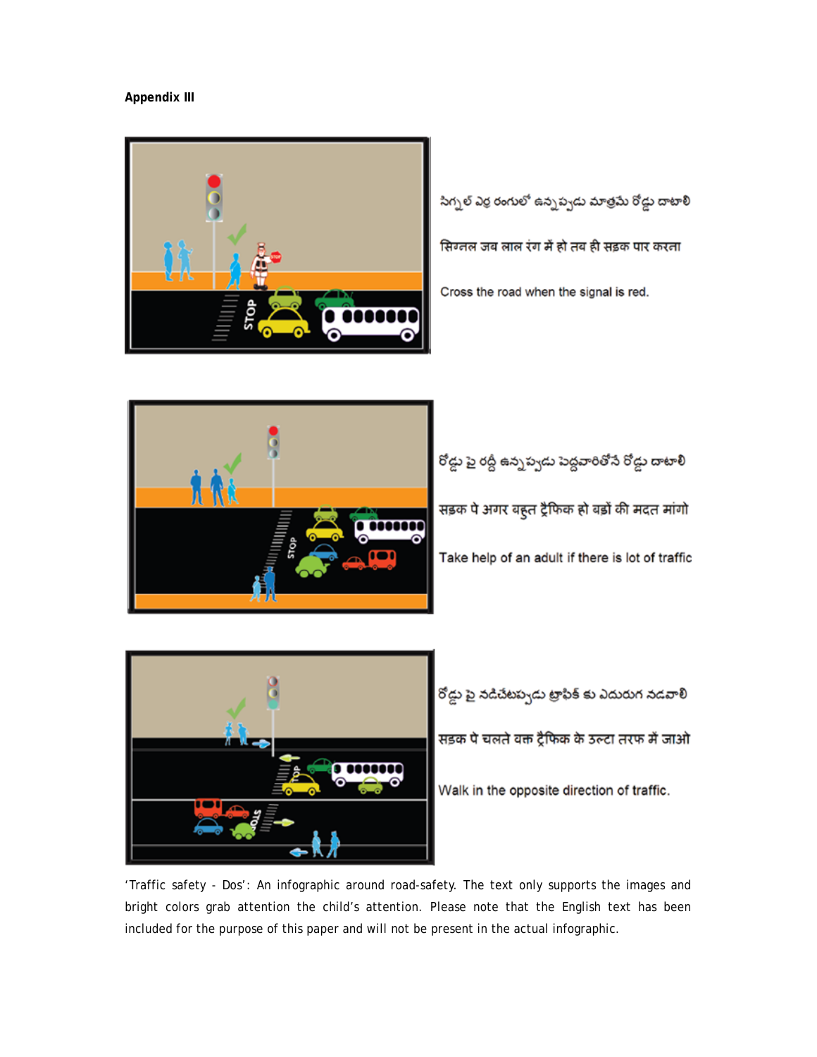**Appendix III**

సిగ్నల్ ఎర్ర రంగులో ఉన్నప్పుడు మాత్రమే రోడ్డు దాటాలి

सिग्नल जब लाल रंग में हो तब ही सड़क पार करना

Cross the road when the signal is red.

రోడ్డు పై రద్దీ ఉన్నప్పుడు పెద్దవారితోనే రోడ్డు దాటాలి

सड़क पे अगर बहुत ट्रैफिक हो बड़ों की मदद मांगो

Take help of an adult if there is lot of traffic

రోడ్డు పై నడిచేటప్పుడు ట్రాఫిక్ కు ఎదురుగ నడవాలి

सड़क पे चलते वक्त ट्रैफिक के उल्टा तरफ में जाओ

Walk in the opposite direction of traffic.

'Traffic safety - Dos': An infographic around road-safety. The text only supports the images and bright colors grab attention the child's attention. Please note that the English text has been included for the purpose of this paper and will not be present in the actual infographic.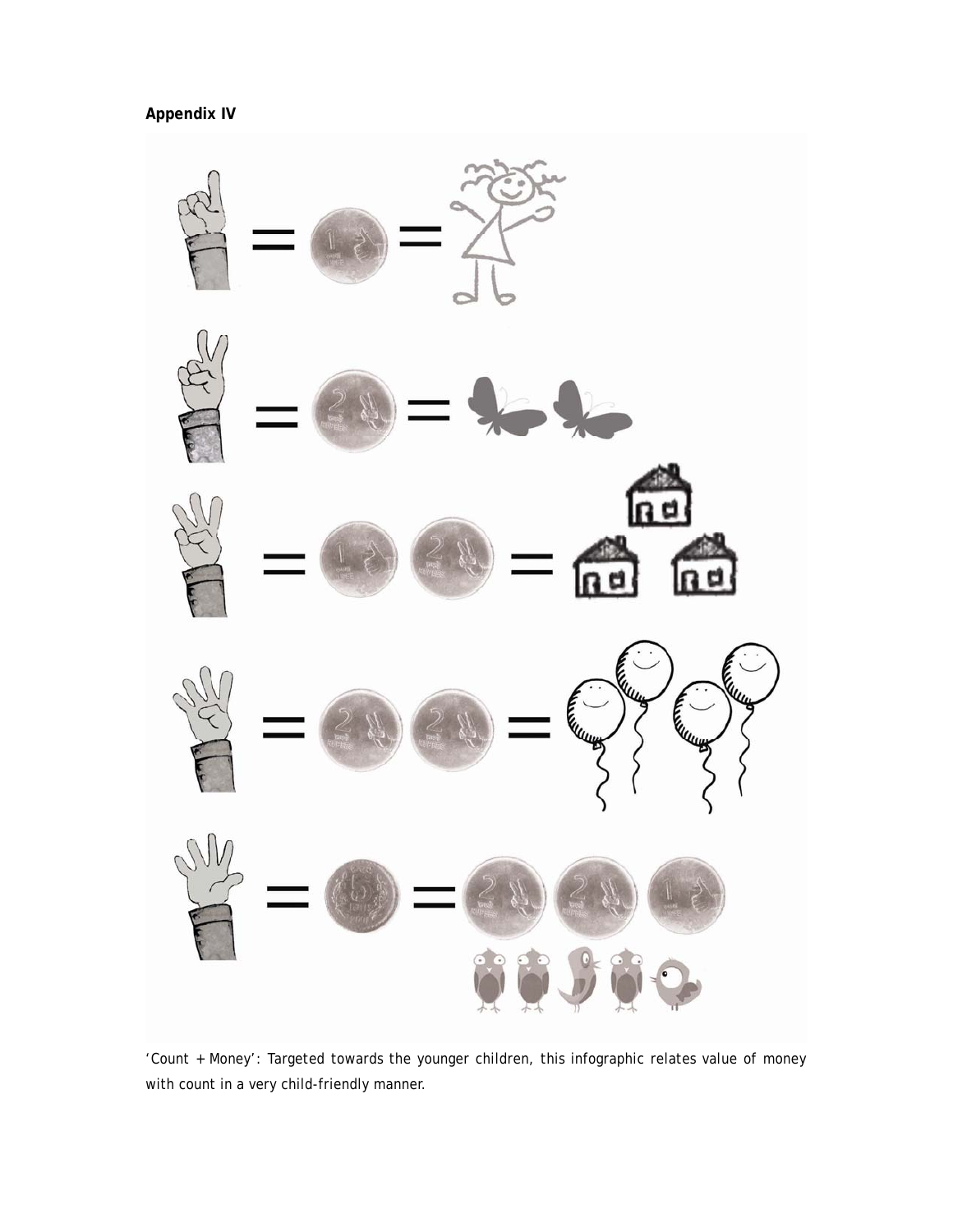**Appendix IV**

'Count + Money': Targeted towards the younger children, this infographic relates value of money with count in a very child-friendly manner.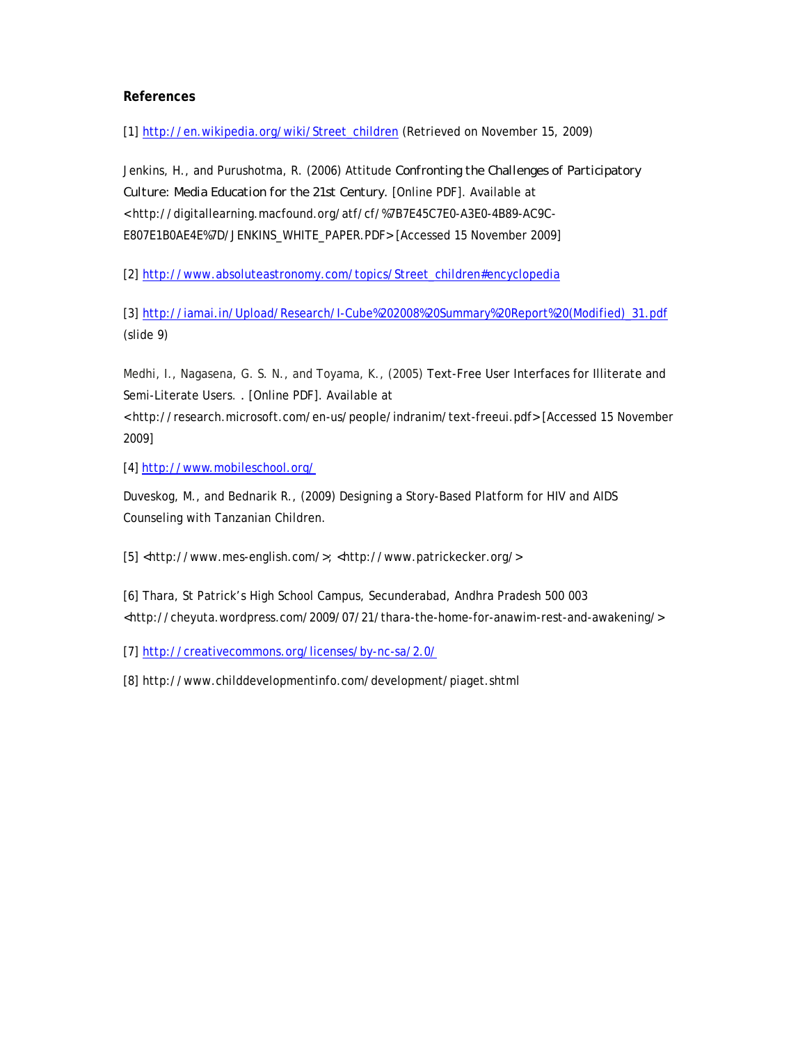**References**

[1] http://en.wikipedia.org/wiki/Street_children (Retrieved on November 15, 2009)

Jenkins, H., and Purushotma, R. (2006) Attitude Confronting the Challenges of Participatory Culture: Media Education for the 21st Century. [Online PDF]. Available at <http://digitallearning.macfound.org/atf/cf/%7B7E45C7E0-A3E0-4B89-AC9C-E807E1B0AE4E%7D/JENKINS_WHITE_PAPER.PDF> [Accessed 15 November 2009]

[2] http://www.absoluteastronomy.com/topics/Street_children#encyclopedia

[3] http://iamai.in/Upload/Research/I-Cube%202008%20Summary%20Report%20(Modified)_31.pdf (slide 9)

Medhi, I., Nagasena, G. S. N., and Toyama, K., (2005) Text-Free User Interfaces for Illiterate and Semi-Literate Users. . [Online PDF]. Available at <http://research.microsoft.com/en-us/people/indranim/text-freeui.pdf> [Accessed 15 November 2009]

[4] http://www.mobileschool.org/

Duveskog, M., and Bednarik R., (2009) Designing a Story-Based Platform for HIV and AIDS Counseling with Tanzanian Children.

[5] <http://www.mes-english.com/>; <http://www.patrickecker.org/>

[6] Thara, St Patrick's High School Campus, Secunderabad, Andhra Pradesh 500 003 <http://cheyuta.wordpress.com/2009/07/21/thara-the-home-for-anawim-rest-and-awakening/>

[7] http://creativecommons.org/licenses/by-nc-sa/2.0/

[8] http://www.childdevelopmentinfo.com/development/piaget.shtml